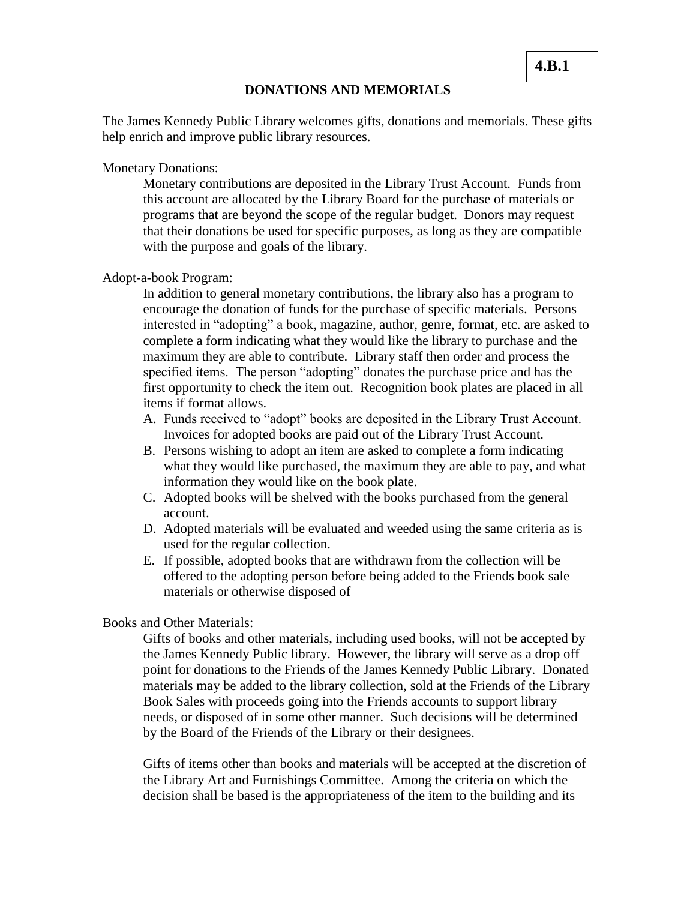**4.B.1**

# DONATIONS AND MEMORIALS

The James Kennedy Public Library welcomes gifts, donations and memorials. These gifts help enrich and improve public library resources.

Monetary Donations:

Monetary contributions are deposited in the Library Trust Account. Funds from this account are allocated by the Library Board for the purchase of materials or programs that are beyond the scope of the regular budget. Donors may request that their donations be used for specific purposes, as long as they are compatible with the purpose and goals of the library.

Adopt-a-book Program:

In addition to general monetary contributions, the library also has a program to encourage the donation of funds for the purchase of specific materials. Persons interested in "adopting" a book, magazine, author, genre, format, etc. are asked to complete a form indicating what they would like the library to purchase and the maximum they are able to contribute. Library staff then order and process the specified items. The person "adopting" donates the purchase price and has the first opportunity to check the item out. Recognition book plates are placed in all items if format allows.

A. Funds received to "adopt" books are deposited in the Library Trust Account. Invoices for adopted books are paid out of the Library Trust Account.
B. Persons wishing to adopt an item are asked to complete a form indicating what they would like purchased, the maximum they are able to pay, and what information they would like on the book plate.
C. Adopted books will be shelved with the books purchased from the general account.
D. Adopted materials will be evaluated and weeded using the same criteria as is used for the regular collection.
E. If possible, adopted books that are withdrawn from the collection will be offered to the adopting person before being added to the Friends book sale materials or otherwise disposed of

Books and Other Materials:

Gifts of books and other materials, including used books, will not be accepted by the James Kennedy Public library. However, the library will serve as a drop off point for donations to the Friends of the James Kennedy Public Library. Donated materials may be added to the library collection, sold at the Friends of the Library Book Sales with proceeds going into the Friends accounts to support library needs, or disposed of in some other manner. Such decisions will be determined by the Board of the Friends of the Library or their designees.

Gifts of items other than books and materials will be accepted at the discretion of the Library Art and Furnishings Committee. Among the criteria on which the decision shall be based is the appropriateness of the item to the building and its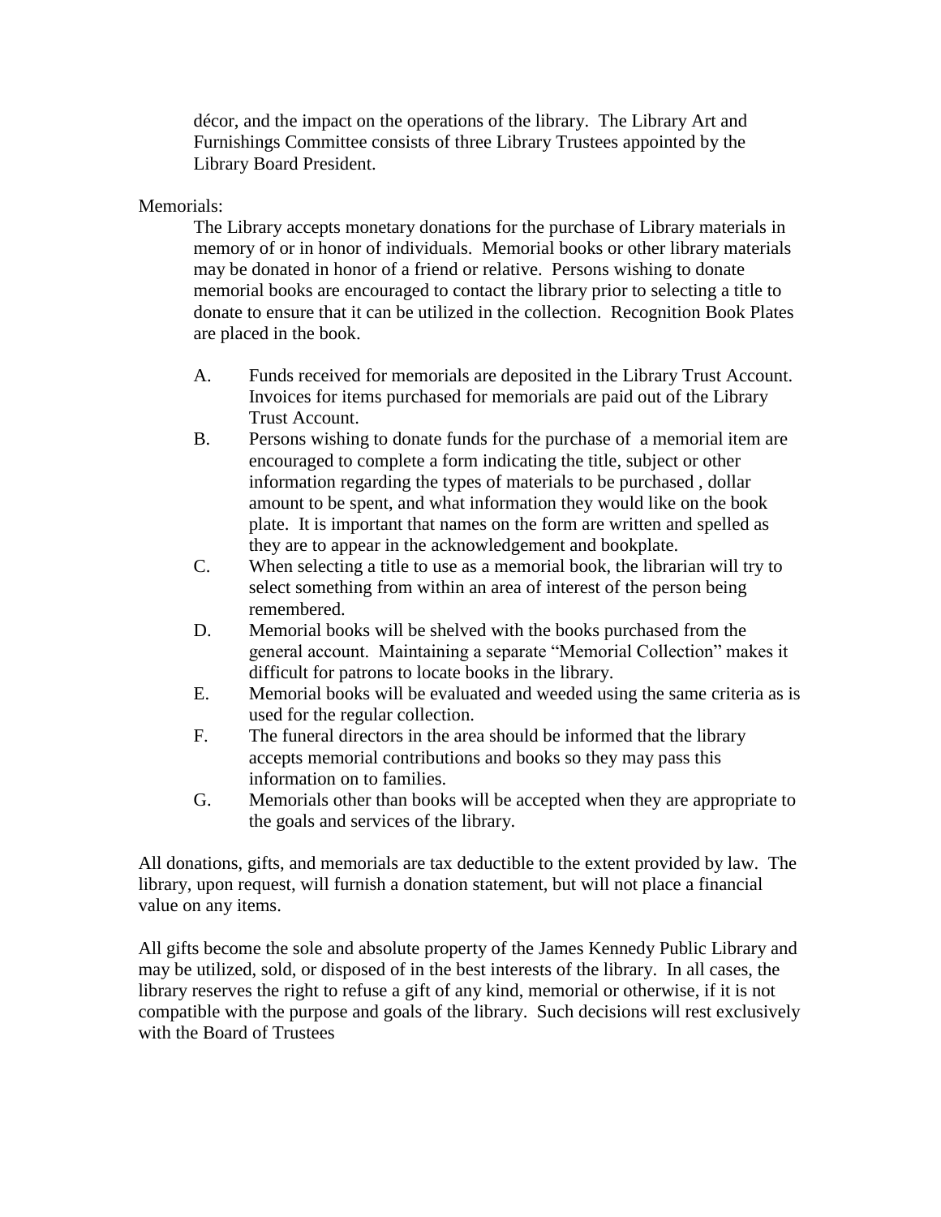décor, and the impact on the operations of the library. The Library Art and Furnishings Committee consists of three Library Trustees appointed by the Library Board President.

Memorials:

The Library accepts monetary donations for the purchase of Library materials in memory of or in honor of individuals. Memorial books or other library materials may be donated in honor of a friend or relative. Persons wishing to donate memorial books are encouraged to contact the library prior to selecting a title to donate to ensure that it can be utilized in the collection. Recognition Book Plates are placed in the book.

A. Funds received for memorials are deposited in the Library Trust Account. Invoices for items purchased for memorials are paid out of the Library Trust Account.

B. Persons wishing to donate funds for the purchase of a memorial item are encouraged to complete a form indicating the title, subject or other information regarding the types of materials to be purchased , dollar amount to be spent, and what information they would like on the book plate. It is important that names on the form are written and spelled as they are to appear in the acknowledgement and bookplate.

C. When selecting a title to use as a memorial book, the librarian will try to select something from within an area of interest of the person being remembered.

D. Memorial books will be shelved with the books purchased from the general account. Maintaining a separate "Memorial Collection" makes it difficult for patrons to locate books in the library.

E. Memorial books will be evaluated and weeded using the same criteria as is used for the regular collection.

F. The funeral directors in the area should be informed that the library accepts memorial contributions and books so they may pass this information on to families.

G. Memorials other than books will be accepted when they are appropriate to the goals and services of the library.

All donations, gifts, and memorials are tax deductible to the extent provided by law. The library, upon request, will furnish a donation statement, but will not place a financial value on any items.

All gifts become the sole and absolute property of the James Kennedy Public Library and may be utilized, sold, or disposed of in the best interests of the library. In all cases, the library reserves the right to refuse a gift of any kind, memorial or otherwise, if it is not compatible with the purpose and goals of the library. Such decisions will rest exclusively with the Board of Trustees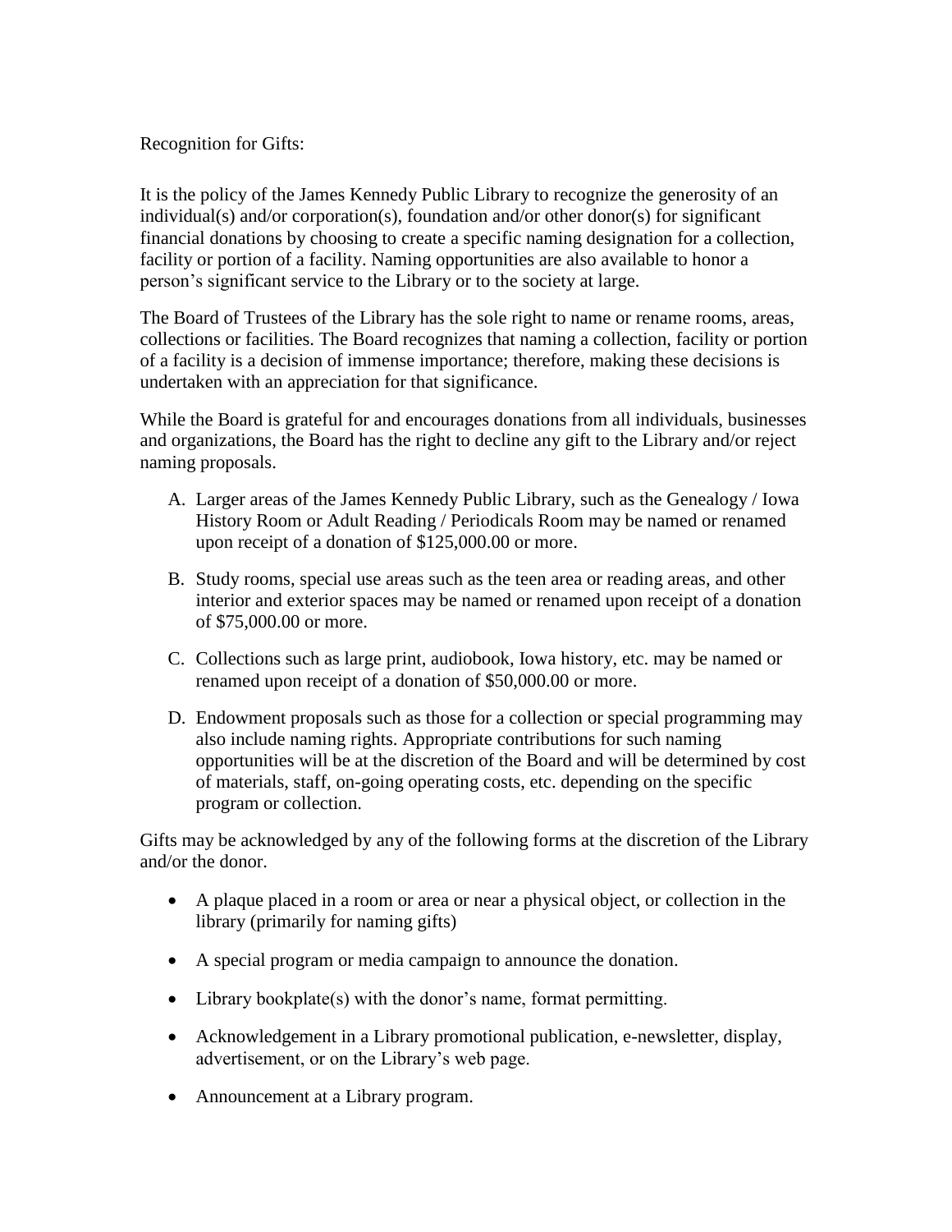Recognition for Gifts:

It is the policy of the James Kennedy Public Library to recognize the generosity of an individual(s) and/or corporation(s), foundation and/or other donor(s) for significant financial donations by choosing to create a specific naming designation for a collection, facility or portion of a facility. Naming opportunities are also available to honor a person's significant service to the Library or to the society at large.

The Board of Trustees of the Library has the sole right to name or rename rooms, areas, collections or facilities. The Board recognizes that naming a collection, facility or portion of a facility is a decision of immense importance; therefore, making these decisions is undertaken with an appreciation for that significance.

While the Board is grateful for and encourages donations from all individuals, businesses and organizations, the Board has the right to decline any gift to the Library and/or reject naming proposals.

A. Larger areas of the James Kennedy Public Library, such as the Genealogy / Iowa History Room or Adult Reading / Periodicals Room may be named or renamed upon receipt of a donation of $125,000.00 or more.

B. Study rooms, special use areas such as the teen area or reading areas, and other interior and exterior spaces may be named or renamed upon receipt of a donation of $75,000.00 or more.

C. Collections such as large print, audiobook, Iowa history, etc. may be named or renamed upon receipt of a donation of $50,000.00 or more.

D. Endowment proposals such as those for a collection or special programming may also include naming rights. Appropriate contributions for such naming opportunities will be at the discretion of the Board and will be determined by cost of materials, staff, on-going operating costs, etc. depending on the specific program or collection.

Gifts may be acknowledged by any of the following forms at the discretion of the Library and/or the donor.

- A plaque placed in a room or area or near a physical object, or collection in the library (primarily for naming gifts)
- A special program or media campaign to announce the donation.
- Library bookplate(s) with the donor's name, format permitting.
- Acknowledgement in a Library promotional publication, e-newsletter, display, advertisement, or on the Library's web page.
- Announcement at a Library program.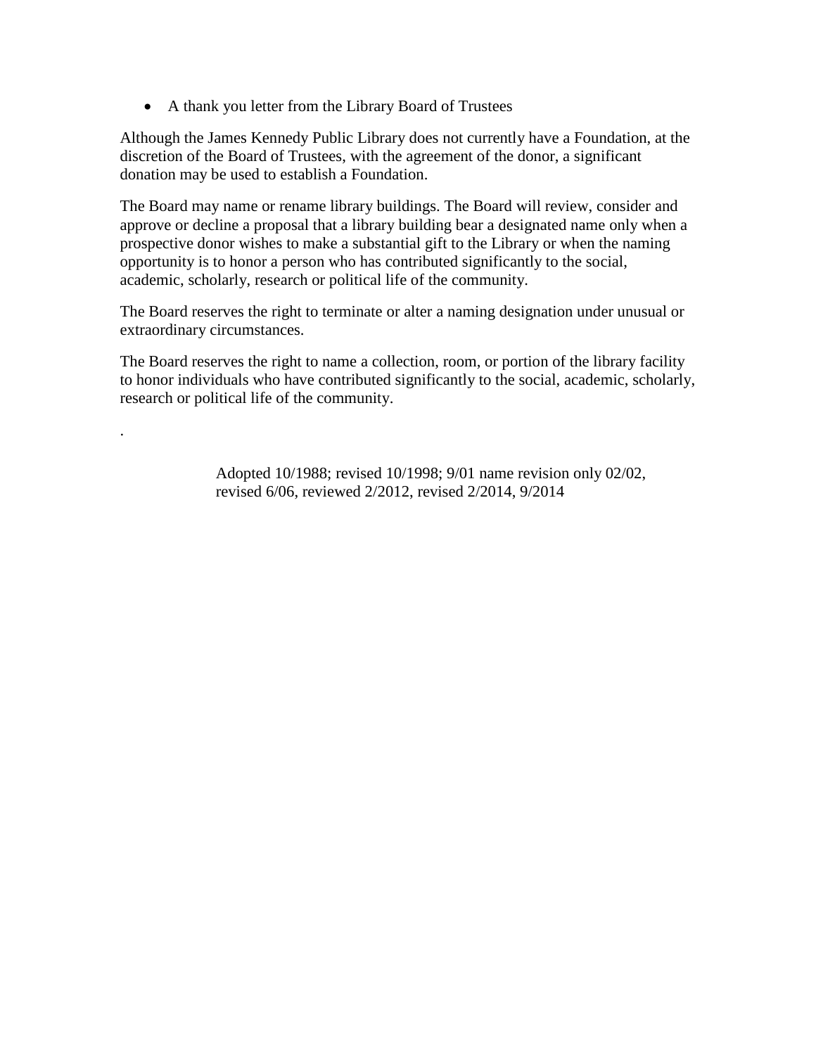- A thank you letter from the Library Board of Trustees

Although the James Kennedy Public Library does not currently have a Foundation, at the discretion of the Board of Trustees, with the agreement of the donor, a significant donation may be used to establish a Foundation.

The Board may name or rename library buildings. The Board will review, consider and approve or decline a proposal that a library building bear a designated name only when a prospective donor wishes to make a substantial gift to the Library or when the naming opportunity is to honor a person who has contributed significantly to the social, academic, scholarly, research or political life of the community.

The Board reserves the right to terminate or alter a naming designation under unusual or extraordinary circumstances.

The Board reserves the right to name a collection, room, or portion of the library facility to honor individuals who have contributed significantly to the social, academic, scholarly, research or political life of the community.

.

Adopted 10/1988; revised 10/1998; 9/01 name revision only 02/02, revised 6/06, reviewed 2/2012, revised 2/2014, 9/2014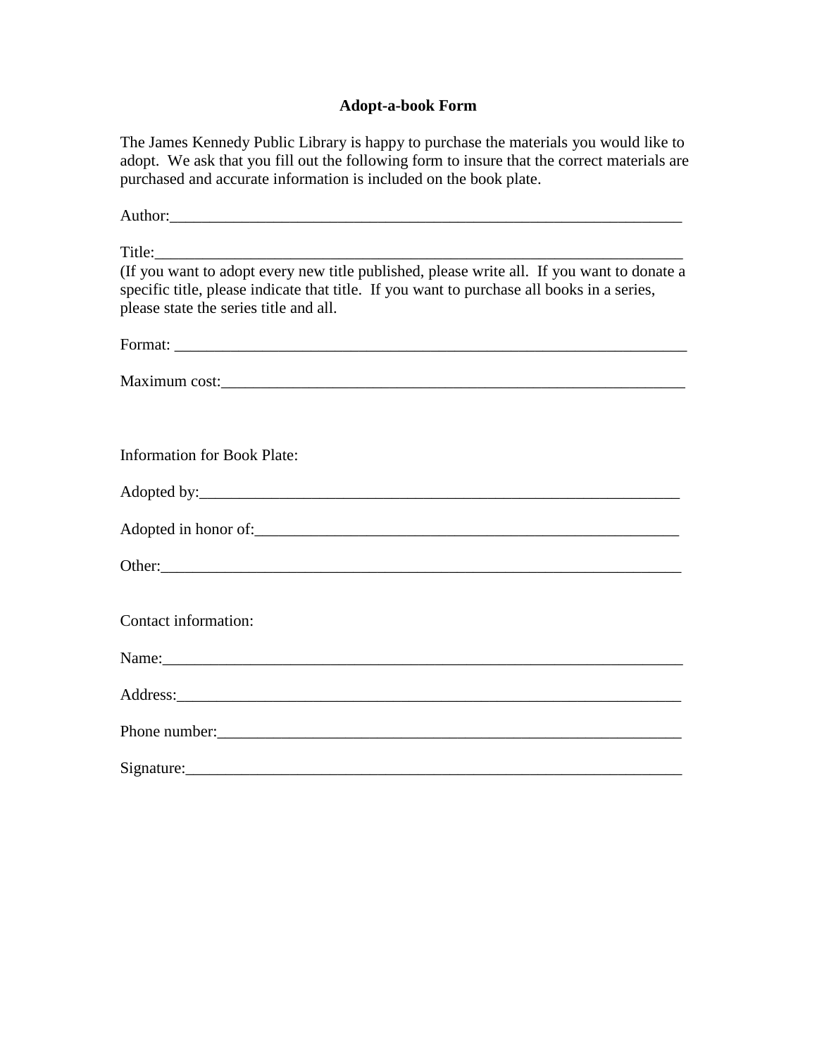**Adopt-a-book Form**

The James Kennedy Public Library is happy to purchase the materials you would like to adopt. We ask that you fill out the following form to insure that the correct materials are purchased and accurate information is included on the book plate.

Author:_________________________________________________________________

Title:__________________________________________________________________
(If you want to adopt every new title published, please write all. If you want to donate a specific title, please indicate that title. If you want to purchase all books in a series, please state the series title and all.

Format: ________________________________________________________________

Maximum cost:___________________________________________________________

Information for Book Plate:

Adopted by:_____________________________________________________________

Adopted in honor of:______________________________________________________

Other:__________________________________________________________________

Contact information:

Name:__________________________________________________________________

Address:________________________________________________________________

Phone number:___________________________________________________________

Signature:_______________________________________________________________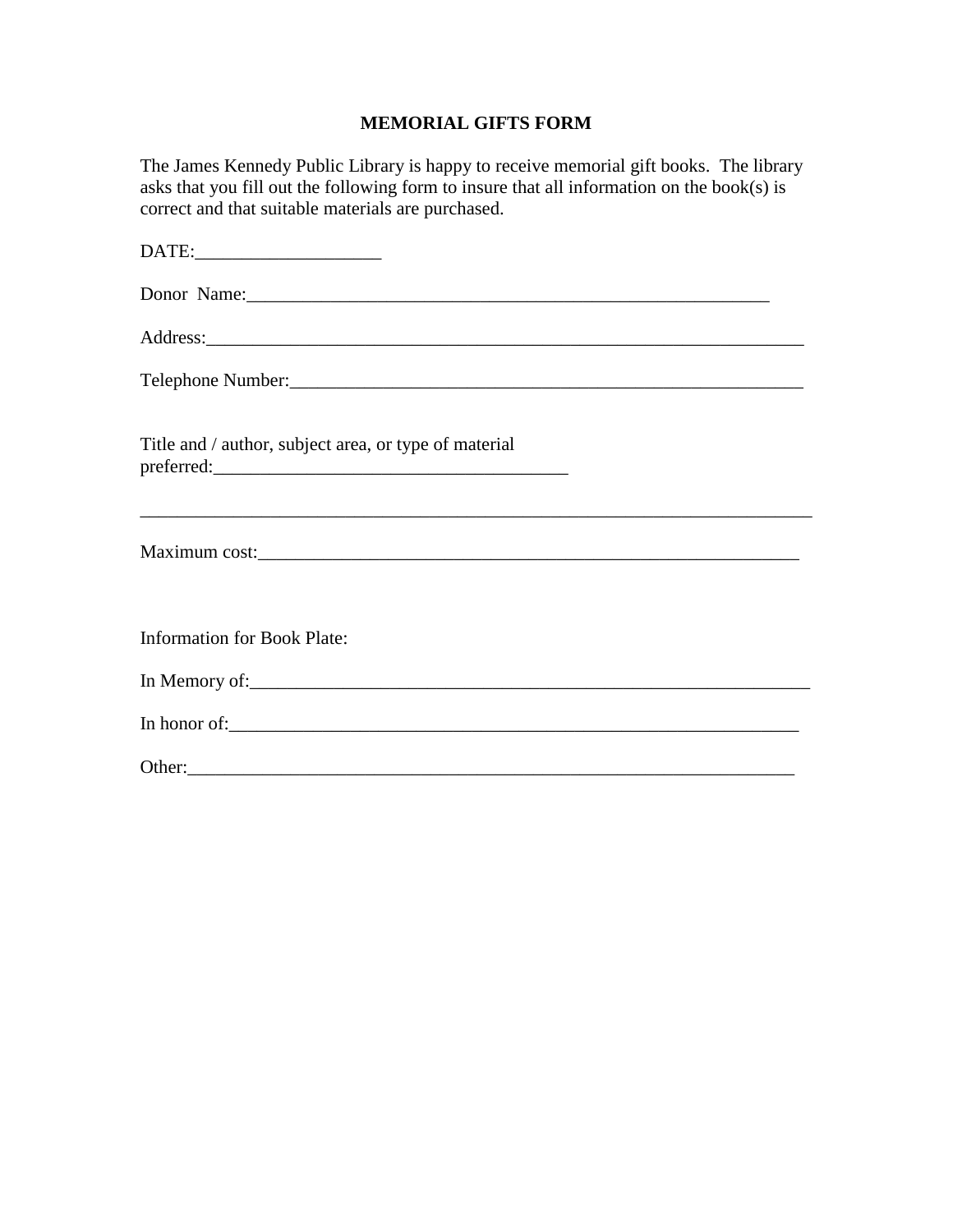# MEMORIAL GIFTS FORM

The James Kennedy Public Library is happy to receive memorial gift books. The library asks that you fill out the following form to insure that all information on the book(s) is correct and that suitable materials are purchased.

DATE:___________________

Donor Name:___________________________________________________________

Address:_________________________________________________________________

Telephone Number:_______________________________________________________

Title and / author, subject area, or type of material preferred:_______________________________________

_____________________________________________________________________________

Maximum cost:____________________________________________________________

Information for Book Plate:

In Memory of:______________________________________________________________

In honor of:_______________________________________________________________

Other:____________________________________________________________________